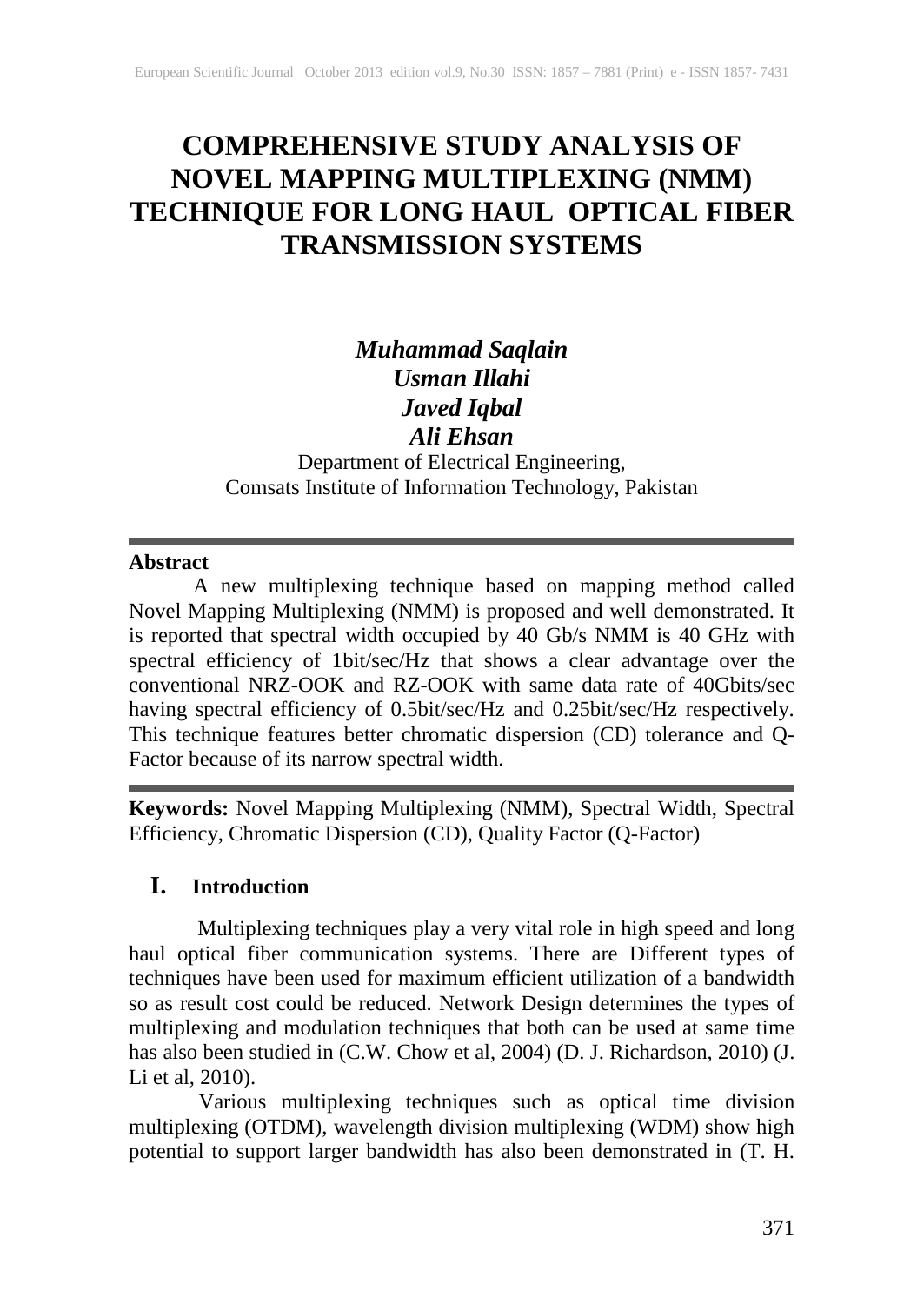# COMPREHENSIVE STUDY ANALYSIS OF NOVEL MAPPING MULTIPLEXING (NMM) TECHNIQUE FOR LONG HAUL OPTICAL FIBER TRANSMISSION SYSTEMS

***Muhammad Saqlain***
***Usman Illahi***
***Javed Iqbal***
***Ali Ehsan***

Department of Electrical Engineering,
Comsats Institute of Information Technology, Pakistan

---

**Abstract**

A new multiplexing technique based on mapping method called Novel Mapping Multiplexing (NMM) is proposed and well demonstrated. It is reported that spectral width occupied by 40 Gb/s NMM is 40 GHz with spectral efficiency of 1bit/sec/Hz that shows a clear advantage over the conventional NRZ-OOK and RZ-OOK with same data rate of 40Gbits/sec having spectral efficiency of 0.5bit/sec/Hz and 0.25bit/sec/Hz respectively. This technique features better chromatic dispersion (CD) tolerance and Q-Factor because of its narrow spectral width.

---

**Keywords:** Novel Mapping Multiplexing (NMM), Spectral Width, Spectral Efficiency, Chromatic Dispersion (CD), Quality Factor (Q-Factor)

## I. Introduction

Multiplexing techniques play a very vital role in high speed and long haul optical fiber communication systems. There are Different types of techniques have been used for maximum efficient utilization of a bandwidth so as result cost could be reduced. Network Design determines the types of multiplexing and modulation techniques that both can be used at same time has also been studied in (C.W. Chow et al, 2004) (D. J. Richardson, 2010) (J. Li et al, 2010).

Various multiplexing techniques such as optical time division multiplexing (OTDM), wavelength division multiplexing (WDM) show high potential to support larger bandwidth has also been demonstrated in (T. H.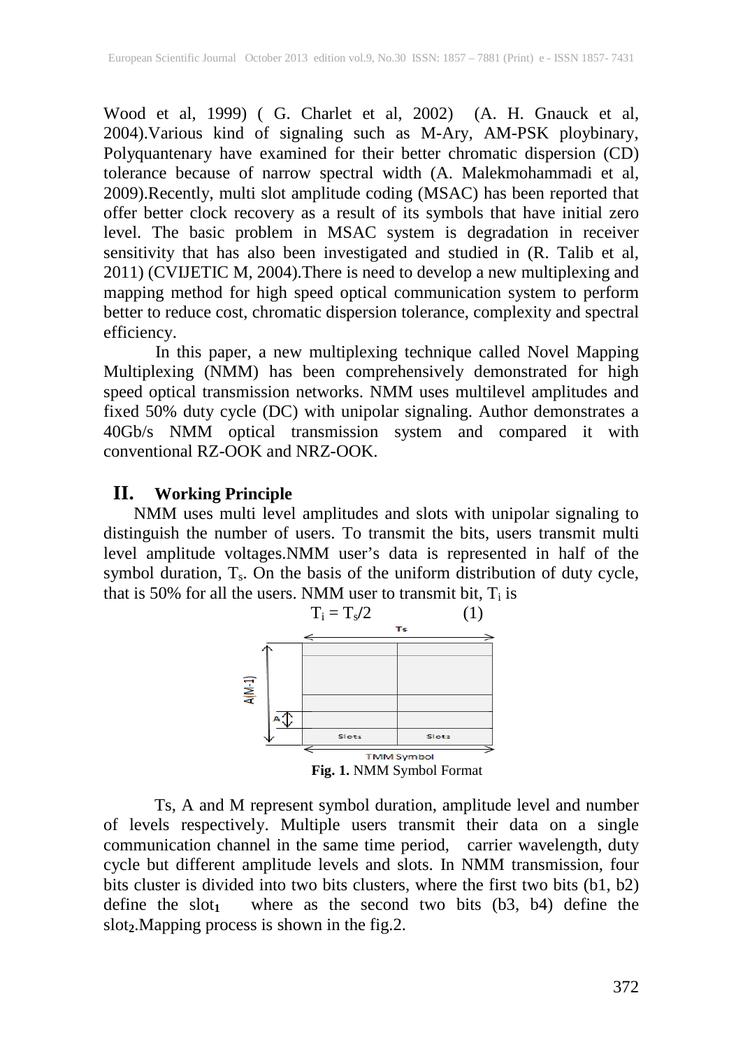Wood et al, 1999) ( G. Charlet et al, 2002) (A. H. Gnauck et al, 2004).Various kind of signaling such as M-Ary, AM-PSK ploybinary, Polyquantenary have examined for their better chromatic dispersion (CD) tolerance because of narrow spectral width (A. Malekmohammadi et al, 2009).Recently, multi slot amplitude coding (MSAC) has been reported that offer better clock recovery as a result of its symbols that have initial zero level. The basic problem in MSAC system is degradation in receiver sensitivity that has also been investigated and studied in (R. Talib et al, 2011) (CVIJETIC M, 2004).There is need to develop a new multiplexing and mapping method for high speed optical communication system to perform better to reduce cost, chromatic dispersion tolerance, complexity and spectral efficiency.

In this paper, a new multiplexing technique called Novel Mapping Multiplexing (NMM) has been comprehensively demonstrated for high speed optical transmission networks. NMM uses multilevel amplitudes and fixed 50% duty cycle (DC) with unipolar signaling. Author demonstrates a 40Gb/s NMM optical transmission system and compared it with conventional RZ-OOK and NRZ-OOK.

## II. Working Principle

NMM uses multi level amplitudes and slots with unipolar signaling to distinguish the number of users. To transmit the bits, users transmit multi level amplitude voltages.NMM user's data is represented in half of the symbol duration, $T_s$. On the basis of the uniform distribution of duty cycle, that is 50% for all the users. NMM user to transmit bit, $T_i$ is

$$T_i = T_s/2 \qquad (1)$$

**Fig. 1.** NMM Symbol Format

Ts, A and M represent symbol duration, amplitude level and number of levels respectively. Multiple users transmit their data on a single communication channel in the same time period, carrier wavelength, duty cycle but different amplitude levels and slots. In NMM transmission, four bits cluster is divided into two bits clusters, where the first two bits (b1, b2) define the $\text{slot}_1$ where as the second two bits (b3, b4) define the $\text{slot}_2$.Mapping process is shown in the fig.2.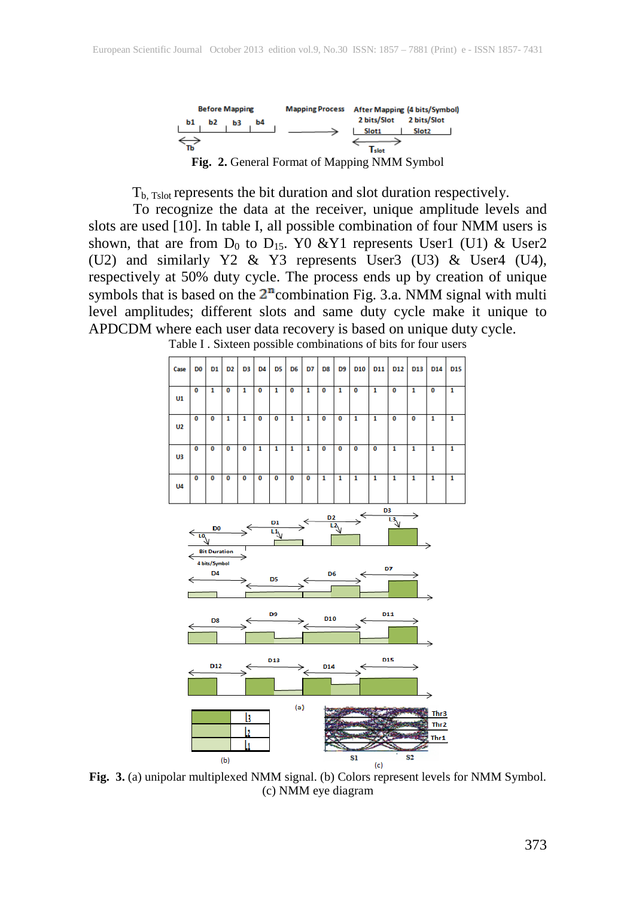**Fig. 2.** General Format of Mapping NMM Symbol

$T_{b,\ Tslot}$ represents the bit duration and slot duration respectively.

To recognize the data at the receiver, unique amplitude levels and slots are used [10]. In table I, all possible combination of four NMM users is shown, that are from $D_0$ to $D_{15}$. Y0 &Y1 represents User1 (U1) & User2 (U2) and similarly Y2 & Y3 represents User3 (U3) & User4 (U4), respectively at 50% duty cycle. The process ends up by creation of unique symbols that is based on the $2^n$combination Fig. 3.a. NMM signal with multi level amplitudes; different slots and same duty cycle make it unique to APDCDM where each user data recovery is based on unique duty cycle.

Table I . Sixteen possible combinations of bits for four users

| Case | D0 | D1 | D2 | D3 | D4 | D5 | D6 | D7 | D8 | D9 | D10 | D11 | D12 | D13 | D14 | D15 |
|---|---|---|---|---|---|---|---|---|---|---|---|---|---|---|---|---|
| U1 | 0 | 1 | 0 | 1 | 0 | 1 | 0 | 1 | 0 | 1 | 0 | 1 | 0 | 1 | 0 | 1 |
| U2 | 0 | 0 | 1 | 1 | 0 | 0 | 1 | 1 | 0 | 0 | 1 | 1 | 0 | 0 | 1 | 1 |
| U3 | 0 | 0 | 0 | 0 | 1 | 1 | 1 | 1 | 0 | 0 | 0 | 0 | 1 | 1 | 1 | 1 |
| U4 | 0 | 0 | 0 | 0 | 0 | 0 | 0 | 0 | 1 | 1 | 1 | 1 | 1 | 1 | 1 | 1 |

**Fig. 3.** (a) unipolar multiplexed NMM signal. (b) Colors represent levels for NMM Symbol. (c) NMM eye diagram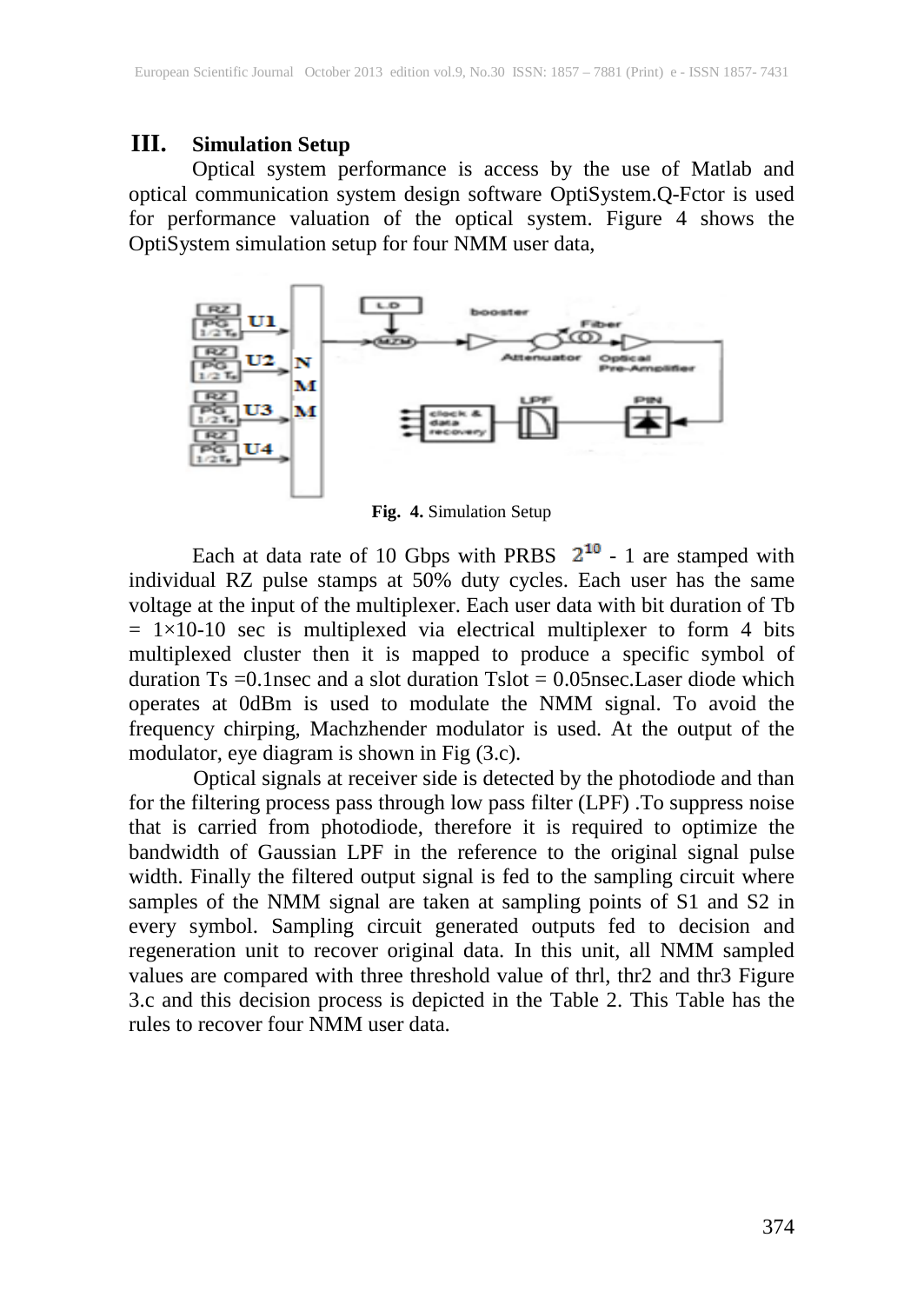## III. Simulation Setup

Optical system performance is access by the use of Matlab and optical communication system design software OptiSystem.Q-Fctor is used for performance valuation of the optical system. Figure 4 shows the OptiSystem simulation setup for four NMM user data,

**Fig. 4.** Simulation Setup

Each at data rate of 10 Gbps with PRBS $2^{10}$ - 1 are stamped with individual RZ pulse stamps at 50% duty cycles. Each user has the same voltage at the input of the multiplexer. Each user data with bit duration of Tb = 1×10-10 sec is multiplexed via electrical multiplexer to form 4 bits multiplexed cluster then it is mapped to produce a specific symbol of duration Ts =0.1nsec and a slot duration Tslot = 0.05nsec.Laser diode which operates at 0dBm is used to modulate the NMM signal. To avoid the frequency chirping, Machzhender modulator is used. At the output of the modulator, eye diagram is shown in Fig (3.c).

Optical signals at receiver side is detected by the photodiode and than for the filtering process pass through low pass filter (LPF) .To suppress noise that is carried from photodiode, therefore it is required to optimize the bandwidth of Gaussian LPF in the reference to the original signal pulse width. Finally the filtered output signal is fed to the sampling circuit where samples of the NMM signal are taken at sampling points of S1 and S2 in every symbol. Sampling circuit generated outputs fed to decision and regeneration unit to recover original data. In this unit, all NMM sampled values are compared with three threshold value of thrl, thr2 and thr3 Figure 3.c and this decision process is depicted in the Table 2. This Table has the rules to recover four NMM user data.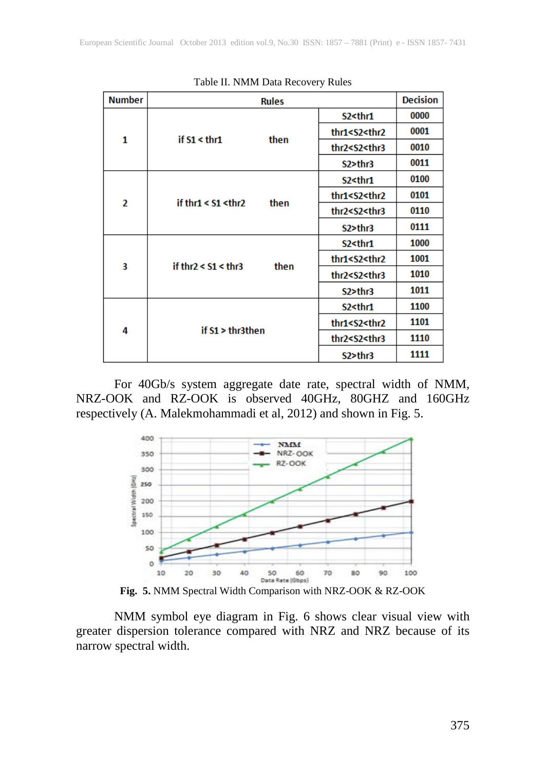Table II. NMM Data Recovery Rules

| Number | Rules | | | Decision |
|---|---|---|---|---|
| 1 | if S1 < thr1 | then | S2<thr1 | 0000 |
| | | | thr1<S2<thr2 | 0001 |
| | | | thr2<S2<thr3 | 0010 |
| | | | S2>thr3 | 0011 |
| 2 | if thr1 < S1 <thr2 | then | S2<thr1 | 0100 |
| | | | thr1<S2<thr2 | 0101 |
| | | | thr2<S2<thr3 | 0110 |
| | | | S2>thr3 | 0111 |
| 3 | if thr2 < S1 < thr3 | then | S2<thr1 | 1000 |
| | | | thr1<S2<thr2 | 1001 |
| | | | thr2<S2<thr3 | 1010 |
| | | | S2>thr3 | 1011 |
| 4 | if S1 > thr3then | | S2<thr1 | 1100 |
| | | | thr1<S2<thr2 | 1101 |
| | | | thr2<S2<thr3 | 1110 |
| | | | S2>thr3 | 1111 |

For 40Gb/s system aggregate date rate, spectral width of NMM, NRZ-OOK and RZ-OOK is observed 40GHz, 80GHZ and 160GHz respectively (A. Malekmohammadi et al, 2012) and shown in Fig. 5.

**Fig. 5.** NMM Spectral Width Comparison with NRZ-OOK & RZ-OOK

NMM symbol eye diagram in Fig. 6 shows clear visual view with greater dispersion tolerance compared with NRZ and NRZ because of its narrow spectral width.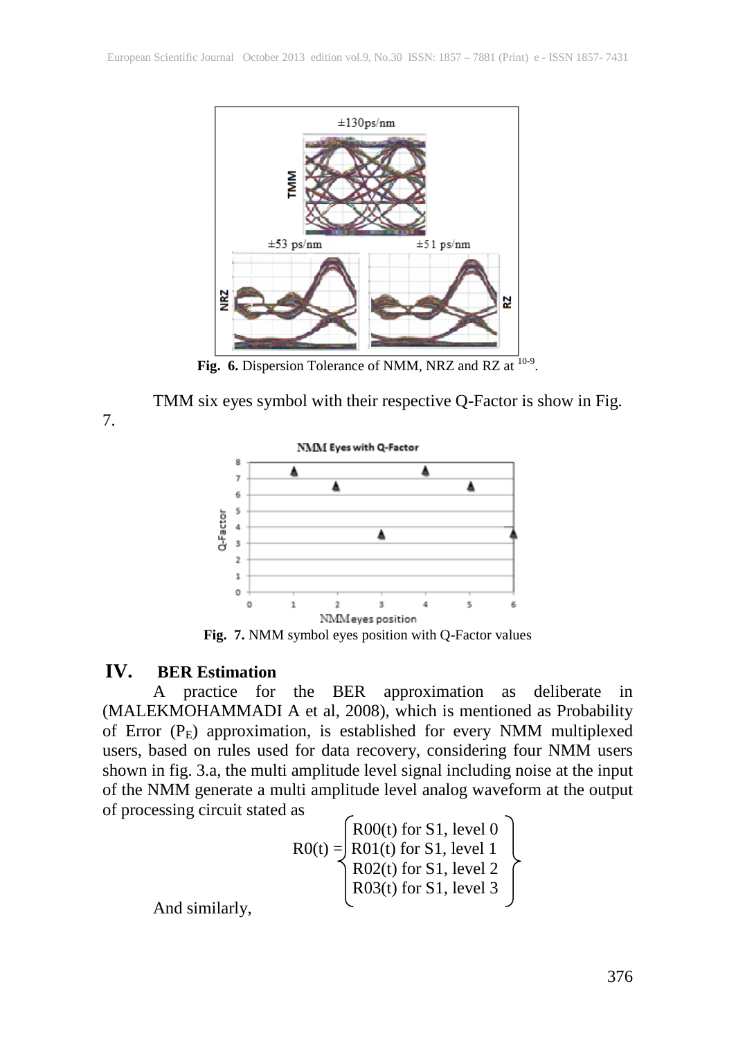Fig. 6. Dispersion Tolerance of NMM, NRZ and RZ at $^{10-9}$.

TMM six eyes symbol with their respective Q-Factor is show in Fig. 7.

Fig. 7. NMM symbol eyes position with Q-Factor values

## IV. BER Estimation

A practice for the BER approximation as deliberate in (MALEKMOHAMMADI A et al, 2008), which is mentioned as Probability of Error ($P_E$) approximation, is established for every NMM multiplexed users, based on rules used for data recovery, considering four NMM users shown in fig. 3.a, the multi amplitude level signal including noise at the input of the NMM generate a multi amplitude level analog waveform at the output of processing circuit stated as

$$R0(t) = \begin{cases} R00(t) \text{ for S1, level 0} \\ R01(t) \text{ for S1, level 1} \\ R02(t) \text{ for S1, level 2} \\ R03(t) \text{ for S1, level 3} \end{cases}$$

And similarly,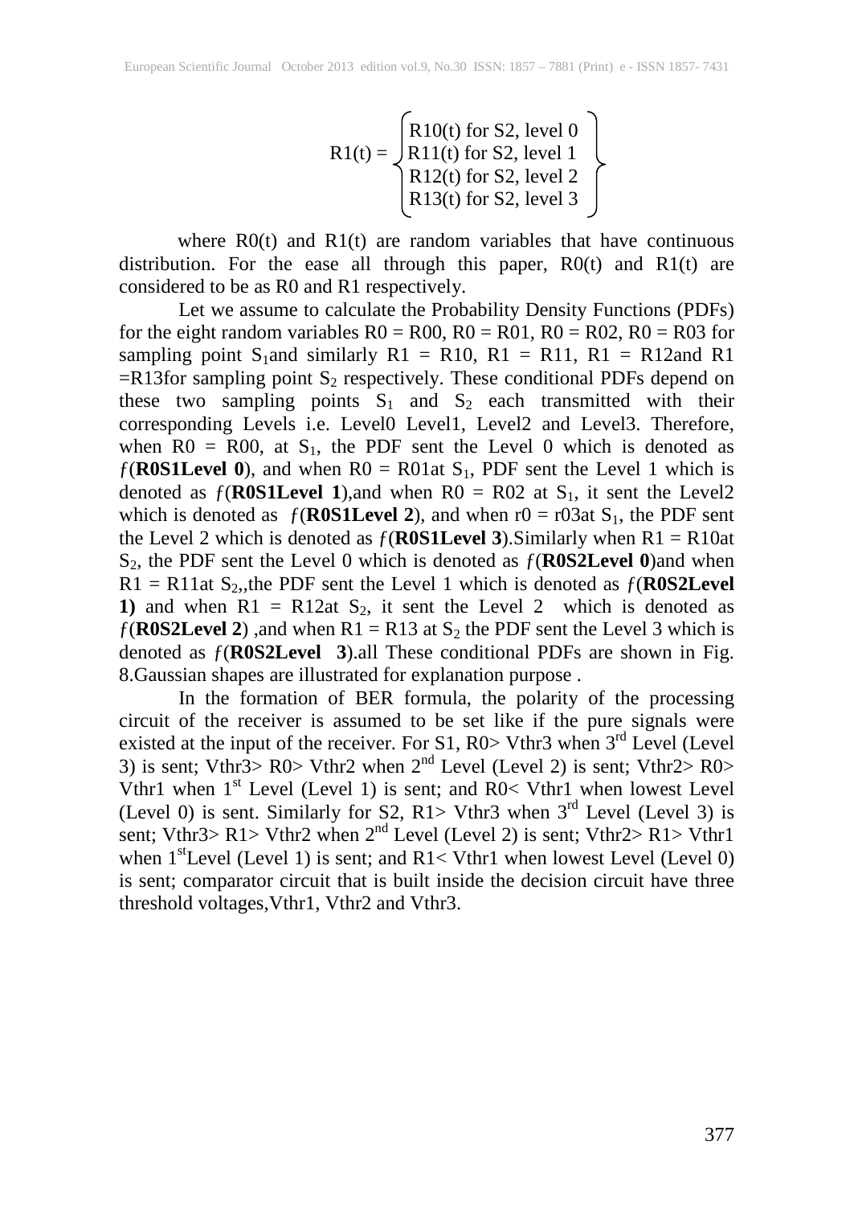$$R1(t) = \begin{cases} R10(t) \text{ for S2, level 0} \\ R11(t) \text{ for S2, level 1} \\ R12(t) \text{ for S2, level 2} \\ R13(t) \text{ for S2, level 3} \end{cases}$$

where R0(t) and R1(t) are random variables that have continuous distribution. For the ease all through this paper, R0(t) and R1(t) are considered to be as R0 and R1 respectively.

Let we assume to calculate the Probability Density Functions (PDFs) for the eight random variables R0 = R00, R0 = R01, R0 = R02, R0 = R03 for sampling point $S_1$and similarly R1 = R10, R1 = R11, R1 = R12and R1 =R13for sampling point $S_2$ respectively. These conditional PDFs depend on these two sampling points $S_1$ and $S_2$ each transmitted with their corresponding Levels i.e. Level0 Level1, Level2 and Level3. Therefore, when R0 = R00, at $S_1$, the PDF sent the Level 0 which is denoted as $f$(**R0S1Level 0**), and when R0 = R01at $S_1$, PDF sent the Level 1 which is denoted as $f$(**R0S1Level 1**),and when R0 = R02 at $S_1$, it sent the Level2 which is denoted as $f$(**R0S1Level 2**), and when r0 = r03at $S_1$, the PDF sent the Level 2 which is denoted as $f$(**R0S1Level 3**).Similarly when R1 = R10at $S_2$, the PDF sent the Level 0 which is denoted as $f$(**R0S2Level 0**)and when R1 = R11at $S_2$,,the PDF sent the Level 1 which is denoted as $f$(**R0S2Level 1)** and when R1 = R12at $S_2$, it sent the Level 2 which is denoted as $f$(**R0S2Level 2**) ,and when R1 = R13 at $S_2$ the PDF sent the Level 3 which is denoted as $f$(**R0S2Level 3**).all These conditional PDFs are shown in Fig. 8.Gaussian shapes are illustrated for explanation purpose .

In the formation of BER formula, the polarity of the processing circuit of the receiver is assumed to be set like if the pure signals were existed at the input of the receiver. For S1, R0> Vthr3 when 3rd Level (Level 3) is sent; Vthr3> R0> Vthr2 when 2nd Level (Level 2) is sent; Vthr2> R0> Vthr1 when 1st Level (Level 1) is sent; and R0< Vthr1 when lowest Level (Level 0) is sent. Similarly for S2, R1> Vthr3 when 3rd Level (Level 3) is sent; Vthr3> R1> Vthr2 when 2nd Level (Level 2) is sent; Vthr2> R1> Vthr1 when 1stLevel (Level 1) is sent; and R1< Vthr1 when lowest Level (Level 0) is sent; comparator circuit that is built inside the decision circuit have three threshold voltages,Vthr1, Vthr2 and Vthr3.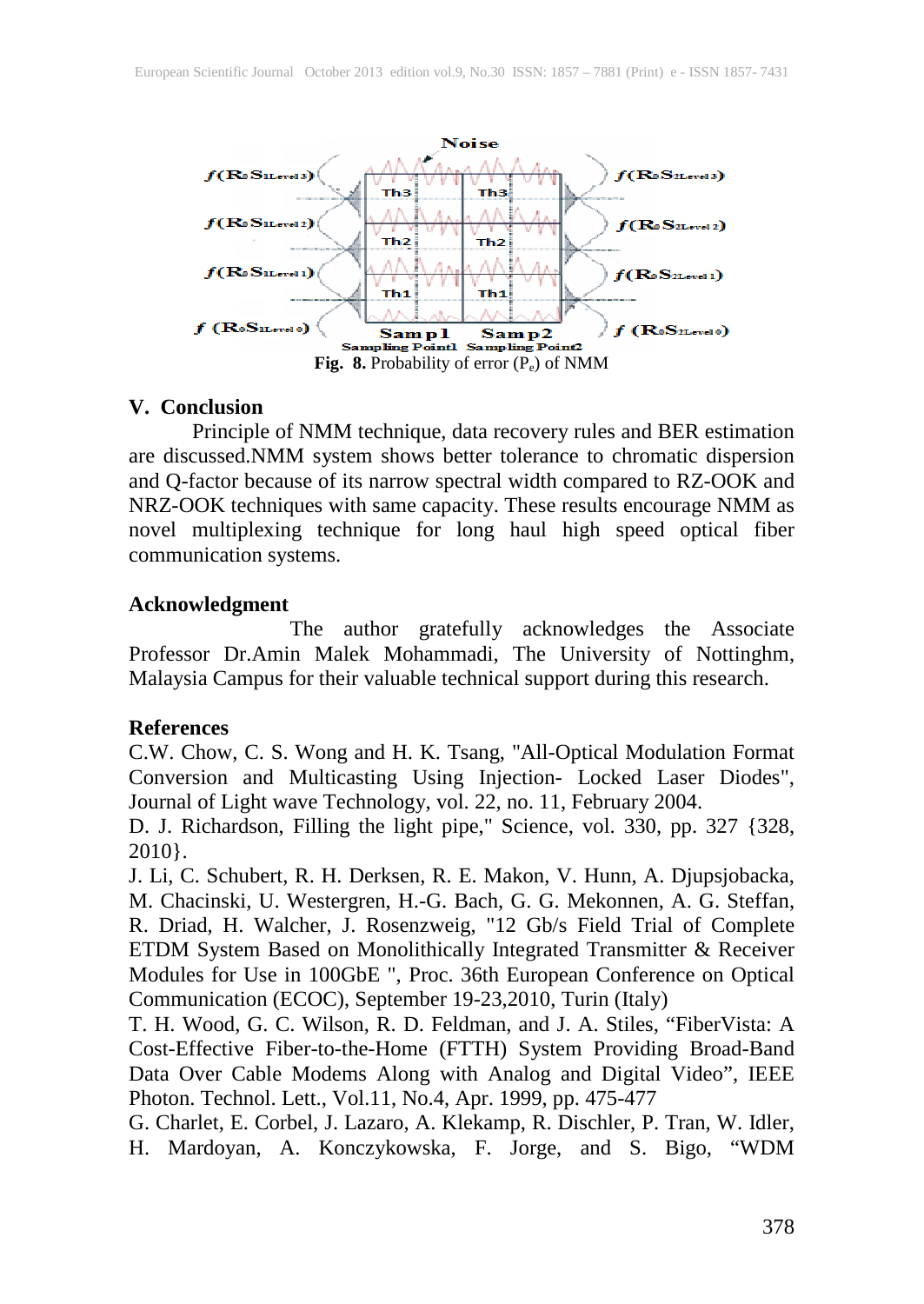Fig. 8. Probability of error ($P_e$) of NMM

## V. Conclusion

Principle of NMM technique, data recovery rules and BER estimation are discussed.NMM system shows better tolerance to chromatic dispersion and Q-factor because of its narrow spectral width compared to RZ-OOK and NRZ-OOK techniques with same capacity. These results encourage NMM as novel multiplexing technique for long haul high speed optical fiber communication systems.

## Acknowledgment

The author gratefully acknowledges the Associate Professor Dr.Amin Malek Mohammadi, The University of Nottinghm, Malaysia Campus for their valuable technical support during this research.

## References

C.W. Chow, C. S. Wong and H. K. Tsang, "All-Optical Modulation Format Conversion and Multicasting Using Injection- Locked Laser Diodes", Journal of Light wave Technology, vol. 22, no. 11, February 2004.

D. J. Richardson, Filling the light pipe," Science, vol. 330, pp. 327 {328, 2010}.

J. Li, C. Schubert, R. H. Derksen, R. E. Makon, V. Hunn, A. Djupsjobacka, M. Chacinski, U. Westergren, H.-G. Bach, G. G. Mekonnen, A. G. Steffan, R. Driad, H. Walcher, J. Rosenzweig, "12 Gb/s Field Trial of Complete ETDM System Based on Monolithically Integrated Transmitter & Receiver Modules for Use in 100GbE ", Proc. 36th European Conference on Optical Communication (ECOC), September 19-23,2010, Turin (Italy)

T. H. Wood, G. C. Wilson, R. D. Feldman, and J. A. Stiles, “FiberVista: A Cost-Effective Fiber-to-the-Home (FTTH) System Providing Broad-Band Data Over Cable Modems Along with Analog and Digital Video”, IEEE Photon. Technol. Lett., Vol.11, No.4, Apr. 1999, pp. 475-477

G. Charlet, E. Corbel, J. Lazaro, A. Klekamp, R. Dischler, P. Tran, W. Idler, H. Mardoyan, A. Konczykowska, F. Jorge, and S. Bigo, “WDM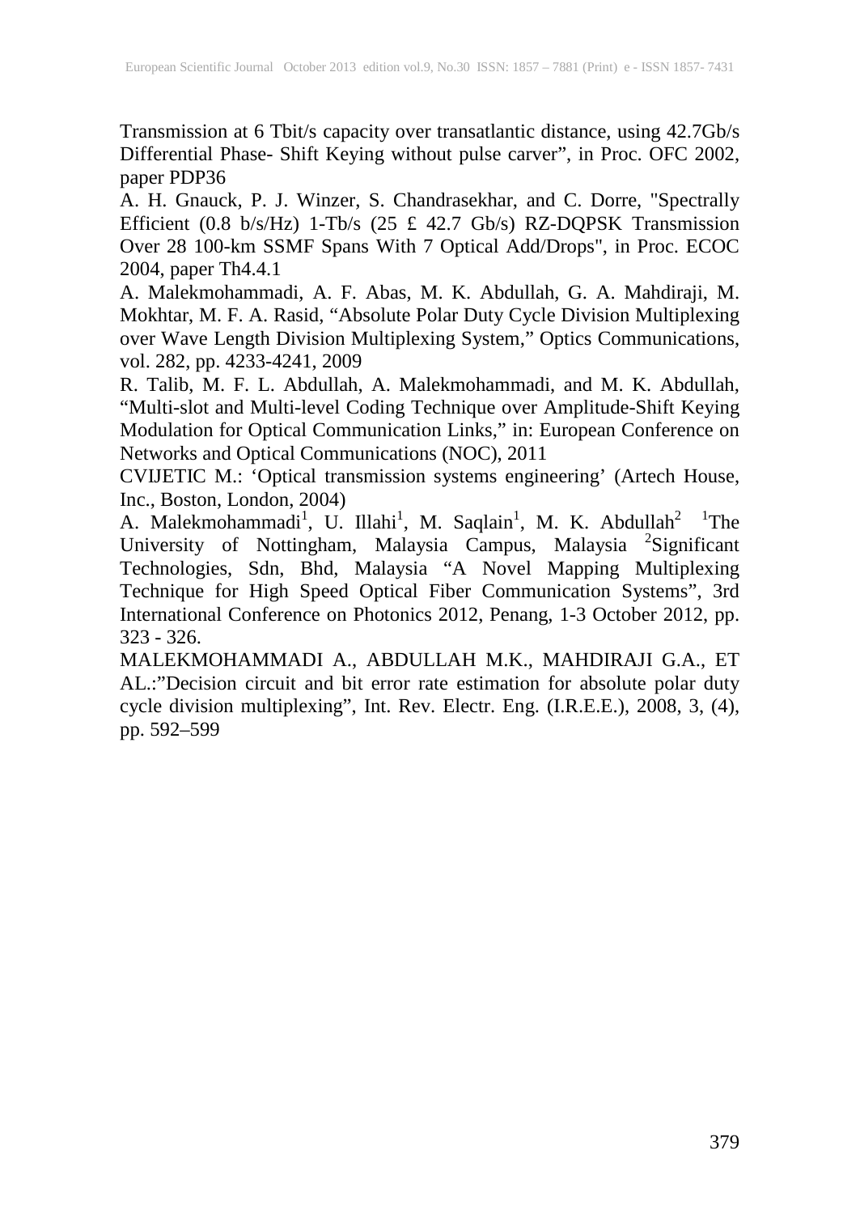Transmission at 6 Tbit/s capacity over transatlantic distance, using 42.7Gb/s Differential Phase- Shift Keying without pulse carver", in Proc. OFC 2002, paper PDP36

A. H. Gnauck, P. J. Winzer, S. Chandrasekhar, and C. Dorre, "Spectrally Efficient (0.8 b/s/Hz) 1-Tb/s (25 £ 42.7 Gb/s) RZ-DQPSK Transmission Over 28 100-km SSMF Spans With 7 Optical Add/Drops", in Proc. ECOC 2004, paper Th4.4.1

A. Malekmohammadi, A. F. Abas, M. K. Abdullah, G. A. Mahdiraji, M. Mokhtar, M. F. A. Rasid, "Absolute Polar Duty Cycle Division Multiplexing over Wave Length Division Multiplexing System," Optics Communications, vol. 282, pp. 4233-4241, 2009

R. Talib, M. F. L. Abdullah, A. Malekmohammadi, and M. K. Abdullah, "Multi-slot and Multi-level Coding Technique over Amplitude-Shift Keying Modulation for Optical Communication Links," in: European Conference on Networks and Optical Communications (NOC), 2011

CVIJETIC M.: 'Optical transmission systems engineering' (Artech House, Inc., Boston, London, 2004)

A. Malekmohammadi[1], U. Illahi[1], M. Saqlain[1], M. K. Abdullah[2] [1]The University of Nottingham, Malaysia Campus, Malaysia [2]Significant Technologies, Sdn, Bhd, Malaysia "A Novel Mapping Multiplexing Technique for High Speed Optical Fiber Communication Systems", 3rd International Conference on Photonics 2012, Penang, 1-3 October 2012, pp. 323 - 326.

MALEKMOHAMMADI A., ABDULLAH M.K., MAHDIRAJI G.A., ET AL.:"Decision circuit and bit error rate estimation for absolute polar duty cycle division multiplexing", Int. Rev. Electr. Eng. (I.R.E.E.), 2008, 3, (4), pp. 592–599